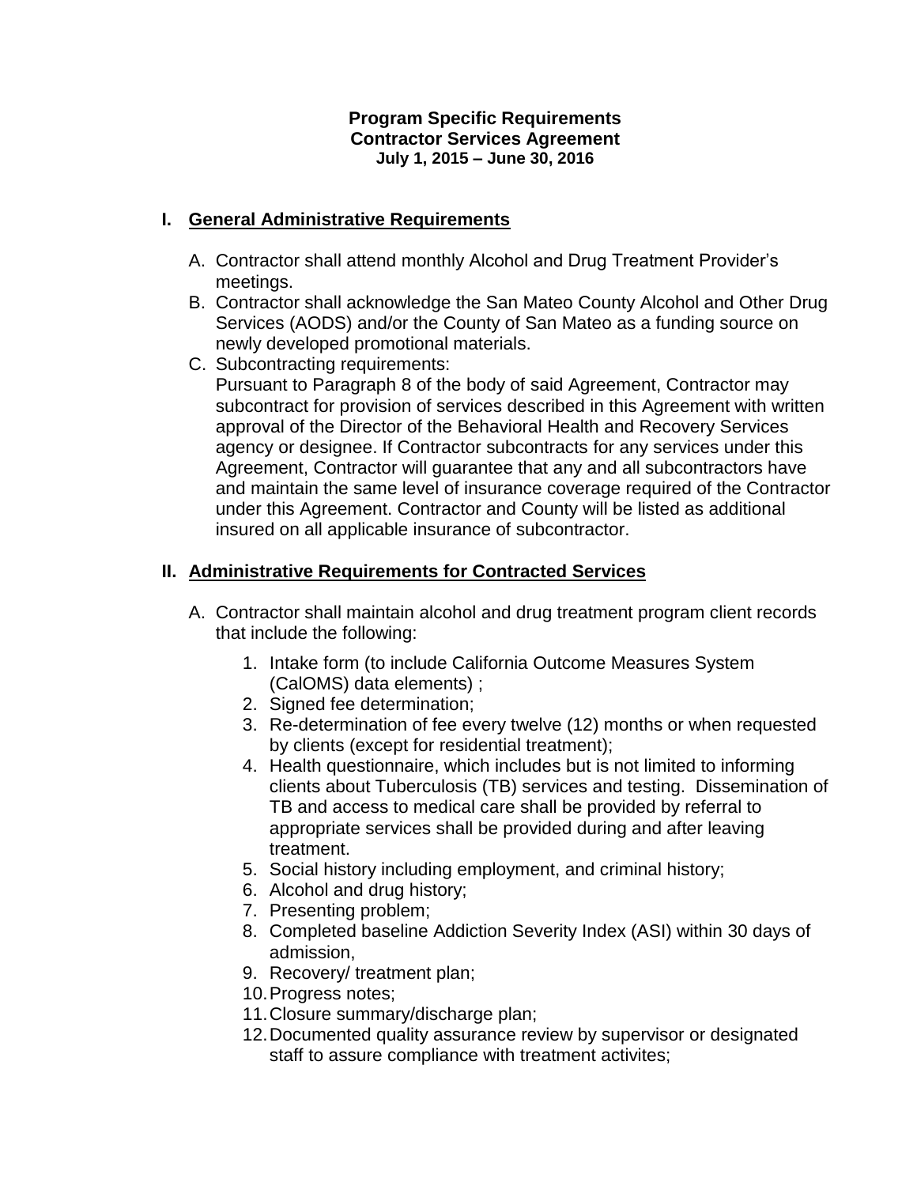**Program Specific Requirements**
**Contractor Services Agreement**
**July 1, 2015 – June 30, 2016**

## I. General Administrative Requirements

A. Contractor shall attend monthly Alcohol and Drug Treatment Provider's meetings.

B. Contractor shall acknowledge the San Mateo County Alcohol and Other Drug Services (AODS) and/or the County of San Mateo as a funding source on newly developed promotional materials.

C. Subcontracting requirements:
Pursuant to Paragraph 8 of the body of said Agreement, Contractor may subcontract for provision of services described in this Agreement with written approval of the Director of the Behavioral Health and Recovery Services agency or designee. If Contractor subcontracts for any services under this Agreement, Contractor will guarantee that any and all subcontractors have and maintain the same level of insurance coverage required of the Contractor under this Agreement. Contractor and County will be listed as additional insured on all applicable insurance of subcontractor.

## II. Administrative Requirements for Contracted Services

A. Contractor shall maintain alcohol and drug treatment program client records that include the following:

1. Intake form (to include California Outcome Measures System (CalOMS) data elements) ;
2. Signed fee determination;
3. Re-determination of fee every twelve (12) months or when requested by clients (except for residential treatment);
4. Health questionnaire, which includes but is not limited to informing clients about Tuberculosis (TB) services and testing. Dissemination of TB and access to medical care shall be provided by referral to appropriate services shall be provided during and after leaving treatment.
5. Social history including employment, and criminal history;
6. Alcohol and drug history;
7. Presenting problem;
8. Completed baseline Addiction Severity Index (ASI) within 30 days of admission,
9. Recovery/ treatment plan;
10. Progress notes;
11. Closure summary/discharge plan;
12. Documented quality assurance review by supervisor or designated staff to assure compliance with treatment activites;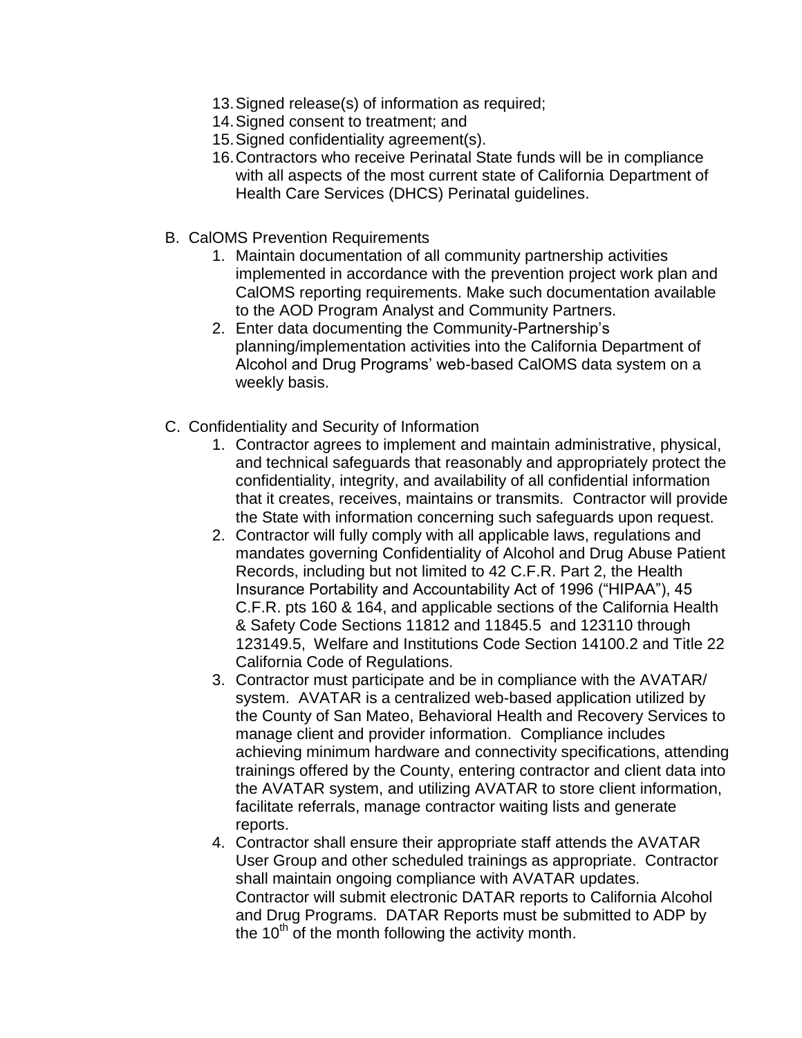13. Signed release(s) of information as required;
14. Signed consent to treatment; and
15. Signed confidentiality agreement(s).
16. Contractors who receive Perinatal State funds will be in compliance with all aspects of the most current state of California Department of Health Care Services (DHCS) Perinatal guidelines.

B. CalOMS Prevention Requirements
   1. Maintain documentation of all community partnership activities implemented in accordance with the prevention project work plan and CalOMS reporting requirements. Make such documentation available to the AOD Program Analyst and Community Partners.
   2. Enter data documenting the Community-Partnership's planning/implementation activities into the California Department of Alcohol and Drug Programs' web-based CalOMS data system on a weekly basis.

C. Confidentiality and Security of Information
   1. Contractor agrees to implement and maintain administrative, physical, and technical safeguards that reasonably and appropriately protect the confidentiality, integrity, and availability of all confidential information that it creates, receives, maintains or transmits. Contractor will provide the State with information concerning such safeguards upon request.
   2. Contractor will fully comply with all applicable laws, regulations and mandates governing Confidentiality of Alcohol and Drug Abuse Patient Records, including but not limited to 42 C.F.R. Part 2, the Health Insurance Portability and Accountability Act of 1996 ("HIPAA"), 45 C.F.R. pts 160 & 164, and applicable sections of the California Health & Safety Code Sections 11812 and 11845.5 and 123110 through 123149.5, Welfare and Institutions Code Section 14100.2 and Title 22 California Code of Regulations.
   3. Contractor must participate and be in compliance with the AVATAR/ system. AVATAR is a centralized web-based application utilized by the County of San Mateo, Behavioral Health and Recovery Services to manage client and provider information. Compliance includes achieving minimum hardware and connectivity specifications, attending trainings offered by the County, entering contractor and client data into the AVATAR system, and utilizing AVATAR to store client information, facilitate referrals, manage contractor waiting lists and generate reports.
   4. Contractor shall ensure their appropriate staff attends the AVATAR User Group and other scheduled trainings as appropriate. Contractor shall maintain ongoing compliance with AVATAR updates. Contractor will submit electronic DATAR reports to California Alcohol and Drug Programs. DATAR Reports must be submitted to ADP by the 10th of the month following the activity month.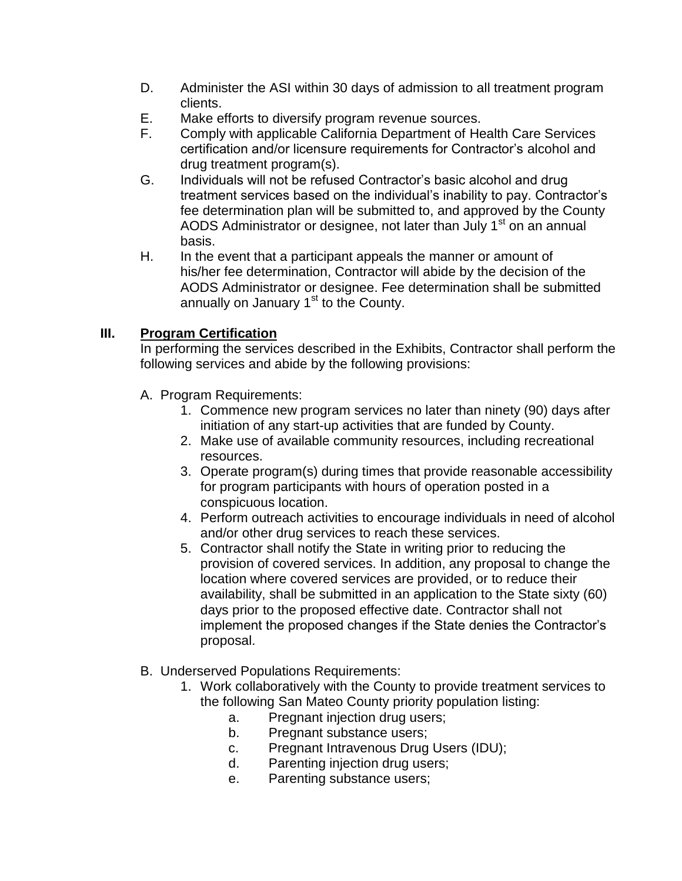D. Administer the ASI within 30 days of admission to all treatment program clients.

E. Make efforts to diversify program revenue sources.

F. Comply with applicable California Department of Health Care Services certification and/or licensure requirements for Contractor's alcohol and drug treatment program(s).

G. Individuals will not be refused Contractor's basic alcohol and drug treatment services based on the individual's inability to pay. Contractor's fee determination plan will be submitted to, and approved by the County AODS Administrator or designee, not later than July 1st on an annual basis.

H. In the event that a participant appeals the manner or amount of his/her fee determination, Contractor will abide by the decision of the AODS Administrator or designee. Fee determination shall be submitted annually on January 1st to the County.

## III. Program Certification

In performing the services described in the Exhibits, Contractor shall perform the following services and abide by the following provisions:

A. Program Requirements:

1. Commence new program services no later than ninety (90) days after initiation of any start-up activities that are funded by County.
2. Make use of available community resources, including recreational resources.
3. Operate program(s) during times that provide reasonable accessibility for program participants with hours of operation posted in a conspicuous location.
4. Perform outreach activities to encourage individuals in need of alcohol and/or other drug services to reach these services.
5. Contractor shall notify the State in writing prior to reducing the provision of covered services. In addition, any proposal to change the location where covered services are provided, or to reduce their availability, shall be submitted in an application to the State sixty (60) days prior to the proposed effective date. Contractor shall not implement the proposed changes if the State denies the Contractor's proposal.

B. Underserved Populations Requirements:

1. Work collaboratively with the County to provide treatment services to the following San Mateo County priority population listing:
   a. Pregnant injection drug users;
   b. Pregnant substance users;
   c. Pregnant Intravenous Drug Users (IDU);
   d. Parenting injection drug users;
   e. Parenting substance users;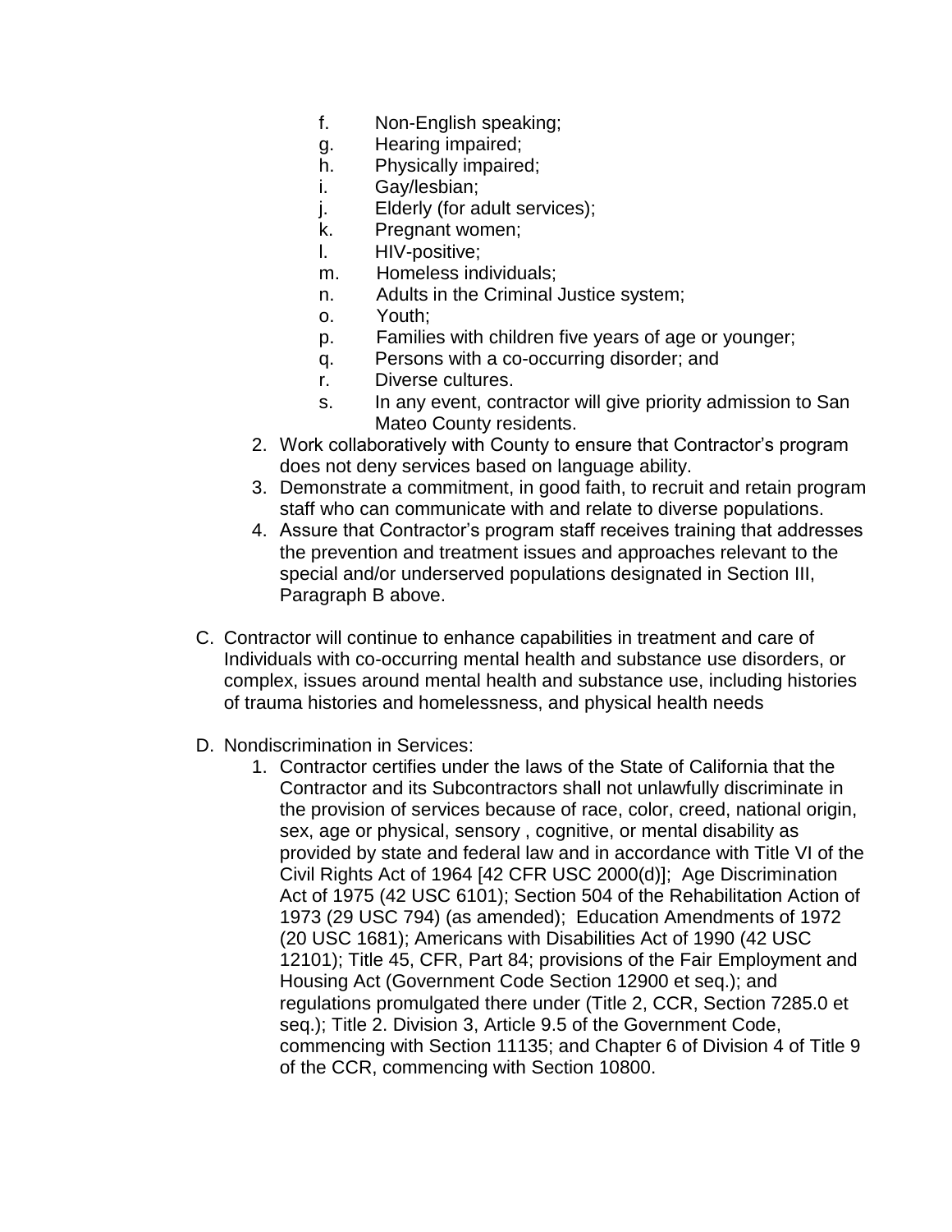f. Non-English speaking;
g. Hearing impaired;
h. Physically impaired;
i. Gay/lesbian;
j. Elderly (for adult services);
k. Pregnant women;
l. HIV-positive;
m. Homeless individuals;
n. Adults in the Criminal Justice system;
o. Youth;
p. Families with children five years of age or younger;
q. Persons with a co-occurring disorder; and
r. Diverse cultures.
s. In any event, contractor will give priority admission to San Mateo County residents.

2. Work collaboratively with County to ensure that Contractor's program does not deny services based on language ability.
3. Demonstrate a commitment, in good faith, to recruit and retain program staff who can communicate with and relate to diverse populations.
4. Assure that Contractor's program staff receives training that addresses the prevention and treatment issues and approaches relevant to the special and/or underserved populations designated in Section III, Paragraph B above.

C. Contractor will continue to enhance capabilities in treatment and care of Individuals with co-occurring mental health and substance use disorders, or complex, issues around mental health and substance use, including histories of trauma histories and homelessness, and physical health needs

D. Nondiscrimination in Services:

1. Contractor certifies under the laws of the State of California that the Contractor and its Subcontractors shall not unlawfully discriminate in the provision of services because of race, color, creed, national origin, sex, age or physical, sensory , cognitive, or mental disability as provided by state and federal law and in accordance with Title VI of the Civil Rights Act of 1964 [42 CFR USC 2000(d)]; Age Discrimination Act of 1975 (42 USC 6101); Section 504 of the Rehabilitation Action of 1973 (29 USC 794) (as amended); Education Amendments of 1972 (20 USC 1681); Americans with Disabilities Act of 1990 (42 USC 12101); Title 45, CFR, Part 84; provisions of the Fair Employment and Housing Act (Government Code Section 12900 et seq.); and regulations promulgated there under (Title 2, CCR, Section 7285.0 et seq.); Title 2. Division 3, Article 9.5 of the Government Code, commencing with Section 11135; and Chapter 6 of Division 4 of Title 9 of the CCR, commencing with Section 10800.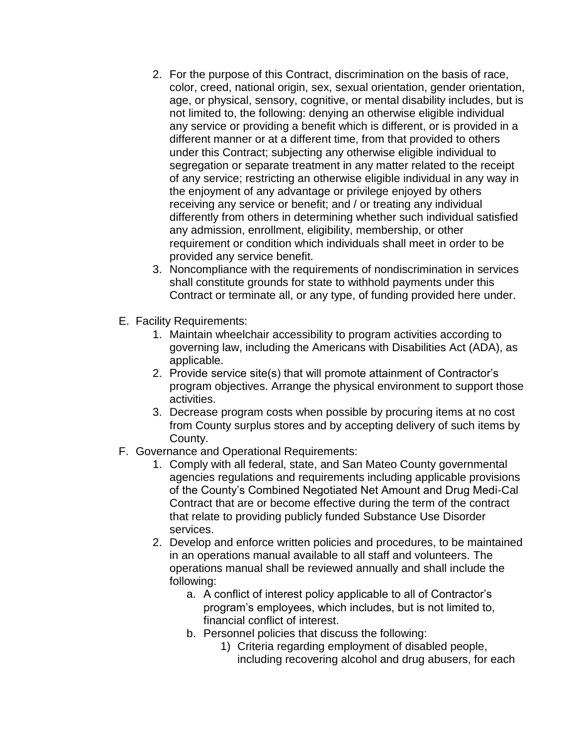2. For the purpose of this Contract, discrimination on the basis of race, color, creed, national origin, sex, sexual orientation, gender orientation, age, or physical, sensory, cognitive, or mental disability includes, but is not limited to, the following: denying an otherwise eligible individual any service or providing a benefit which is different, or is provided in a different manner or at a different time, from that provided to others under this Contract; subjecting any otherwise eligible individual to segregation or separate treatment in any matter related to the receipt of any service; restricting an otherwise eligible individual in any way in the enjoyment of any advantage or privilege enjoyed by others receiving any service or benefit; and / or treating any individual differently from others in determining whether such individual satisfied any admission, enrollment, eligibility, membership, or other requirement or condition which individuals shall meet in order to be provided any service benefit.
3. Noncompliance with the requirements of nondiscrimination in services shall constitute grounds for state to withhold payments under this Contract or terminate all, or any type, of funding provided here under.

E. Facility Requirements:
   1. Maintain wheelchair accessibility to program activities according to governing law, including the Americans with Disabilities Act (ADA), as applicable.
   2. Provide service site(s) that will promote attainment of Contractor's program objectives. Arrange the physical environment to support those activities.
   3. Decrease program costs when possible by procuring items at no cost from County surplus stores and by accepting delivery of such items by County.

F. Governance and Operational Requirements:
   1. Comply with all federal, state, and San Mateo County governmental agencies regulations and requirements including applicable provisions of the County's Combined Negotiated Net Amount and Drug Medi-Cal Contract that are or become effective during the term of the contract that relate to providing publicly funded Substance Use Disorder services.
   2. Develop and enforce written policies and procedures, to be maintained in an operations manual available to all staff and volunteers. The operations manual shall be reviewed annually and shall include the following:
      a. A conflict of interest policy applicable to all of Contractor's program's employees, which includes, but is not limited to, financial conflict of interest.
      b. Personnel policies that discuss the following:
         1) Criteria regarding employment of disabled people, including recovering alcohol and drug abusers, for each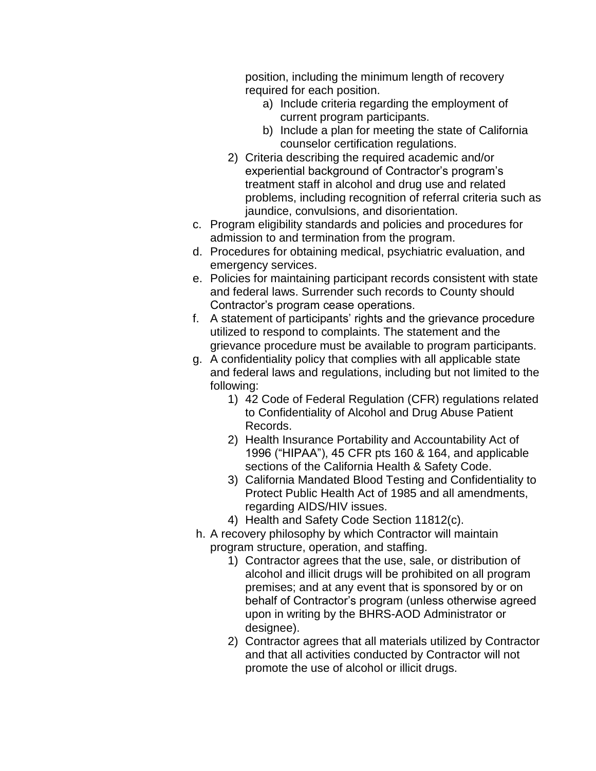position, including the minimum length of recovery required for each position.

   a) Include criteria regarding the employment of current program participants.
   b) Include a plan for meeting the state of California counselor certification regulations.

2) Criteria describing the required academic and/or experiential background of Contractor's program's treatment staff in alcohol and drug use and related problems, including recognition of referral criteria such as jaundice, convulsions, and disorientation.

c. Program eligibility standards and policies and procedures for admission to and termination from the program.

d. Procedures for obtaining medical, psychiatric evaluation, and emergency services.

e. Policies for maintaining participant records consistent with state and federal laws. Surrender such records to County should Contractor's program cease operations.

f. A statement of participants' rights and the grievance procedure utilized to respond to complaints. The statement and the grievance procedure must be available to program participants.

g. A confidentiality policy that complies with all applicable state and federal laws and regulations, including but not limited to the following:

   1) 42 Code of Federal Regulation (CFR) regulations related to Confidentiality of Alcohol and Drug Abuse Patient Records.
   2) Health Insurance Portability and Accountability Act of 1996 ("HIPAA"), 45 CFR pts 160 & 164, and applicable sections of the California Health & Safety Code.
   3) California Mandated Blood Testing and Confidentiality to Protect Public Health Act of 1985 and all amendments, regarding AIDS/HIV issues.
   4) Health and Safety Code Section 11812(c).

h. A recovery philosophy by which Contractor will maintain program structure, operation, and staffing.

   1) Contractor agrees that the use, sale, or distribution of alcohol and illicit drugs will be prohibited on all program premises; and at any event that is sponsored by or on behalf of Contractor's program (unless otherwise agreed upon in writing by the BHRS-AOD Administrator or designee).
   2) Contractor agrees that all materials utilized by Contractor and that all activities conducted by Contractor will not promote the use of alcohol or illicit drugs.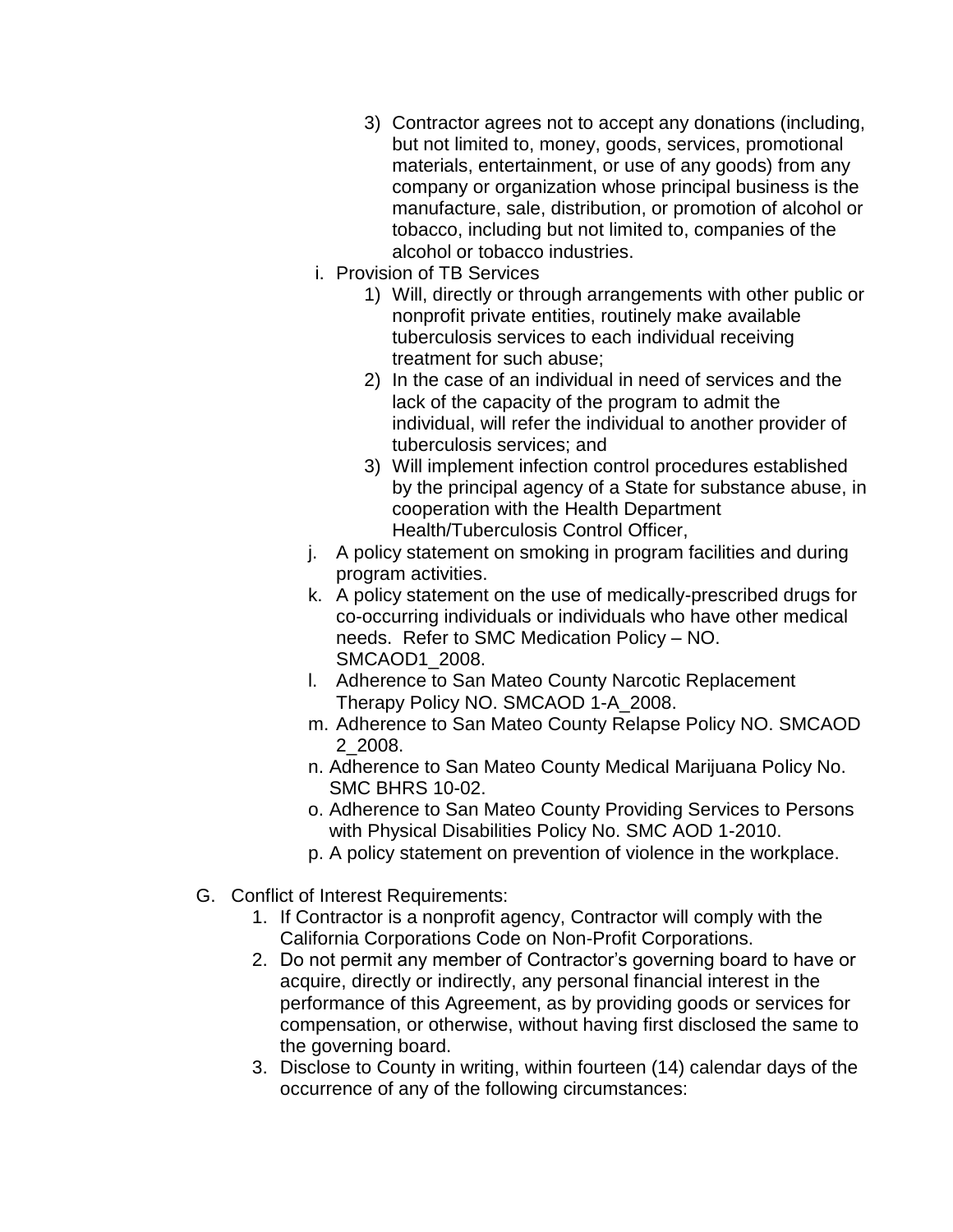3) Contractor agrees not to accept any donations (including, but not limited to, money, goods, services, promotional materials, entertainment, or use of any goods) from any company or organization whose principal business is the manufacture, sale, distribution, or promotion of alcohol or tobacco, including but not limited to, companies of the alcohol or tobacco industries.

i. Provision of TB Services
   1) Will, directly or through arrangements with other public or nonprofit private entities, routinely make available tuberculosis services to each individual receiving treatment for such abuse;
   2) In the case of an individual in need of services and the lack of the capacity of the program to admit the individual, will refer the individual to another provider of tuberculosis services; and
   3) Will implement infection control procedures established by the principal agency of a State for substance abuse, in cooperation with the Health Department Health/Tuberculosis Control Officer,

j. A policy statement on smoking in program facilities and during program activities.

k. A policy statement on the use of medically-prescribed drugs for co-occurring individuals or individuals who have other medical needs. Refer to SMC Medication Policy – NO. SMCAOD1_2008.

l. Adherence to San Mateo County Narcotic Replacement Therapy Policy NO. SMCAOD 1-A_2008.

m. Adherence to San Mateo County Relapse Policy NO. SMCAOD 2_2008.

n. Adherence to San Mateo County Medical Marijuana Policy No. SMC BHRS 10-02.

o. Adherence to San Mateo County Providing Services to Persons with Physical Disabilities Policy No. SMC AOD 1-2010.

p. A policy statement on prevention of violence in the workplace.

G. Conflict of Interest Requirements:
   1. If Contractor is a nonprofit agency, Contractor will comply with the California Corporations Code on Non-Profit Corporations.
   2. Do not permit any member of Contractor's governing board to have or acquire, directly or indirectly, any personal financial interest in the performance of this Agreement, as by providing goods or services for compensation, or otherwise, without having first disclosed the same to the governing board.
   3. Disclose to County in writing, within fourteen (14) calendar days of the occurrence of any of the following circumstances: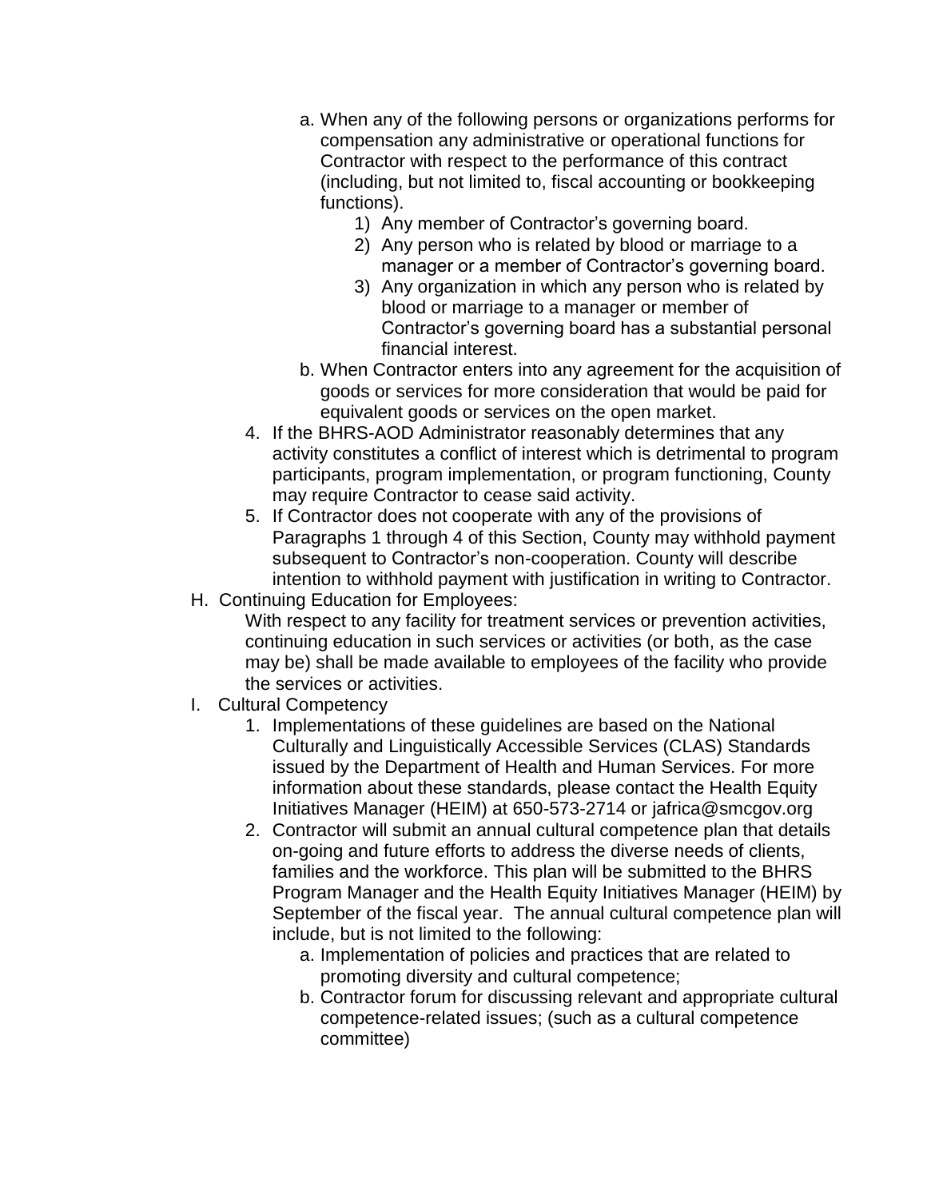a. When any of the following persons or organizations performs for compensation any administrative or operational functions for Contractor with respect to the performance of this contract (including, but not limited to, fiscal accounting or bookkeeping functions).
    1) Any member of Contractor's governing board.
    2) Any person who is related by blood or marriage to a manager or a member of Contractor's governing board.
    3) Any organization in which any person who is related by blood or marriage to a manager or member of Contractor's governing board has a substantial personal financial interest.

b. When Contractor enters into any agreement for the acquisition of goods or services for more consideration that would be paid for equivalent goods or services on the open market.

4. If the BHRS-AOD Administrator reasonably determines that any activity constitutes a conflict of interest which is detrimental to program participants, program implementation, or program functioning, County may require Contractor to cease said activity.
5. If Contractor does not cooperate with any of the provisions of Paragraphs 1 through 4 of this Section, County may withhold payment subsequent to Contractor's non-cooperation. County will describe intention to withhold payment with justification in writing to Contractor.

H. Continuing Education for Employees:

With respect to any facility for treatment services or prevention activities, continuing education in such services or activities (or both, as the case may be) shall be made available to employees of the facility who provide the services or activities.

I. Cultural Competency

1. Implementations of these guidelines are based on the National Culturally and Linguistically Accessible Services (CLAS) Standards issued by the Department of Health and Human Services. For more information about these standards, please contact the Health Equity Initiatives Manager (HEIM) at 650-573-2714 or jafrica@smcgov.org
2. Contractor will submit an annual cultural competence plan that details on-going and future efforts to address the diverse needs of clients, families and the workforce. This plan will be submitted to the BHRS Program Manager and the Health Equity Initiatives Manager (HEIM) by September of the fiscal year. The annual cultural competence plan will include, but is not limited to the following:
    a. Implementation of policies and practices that are related to promoting diversity and cultural competence;
    b. Contractor forum for discussing relevant and appropriate cultural competence-related issues; (such as a cultural competence committee)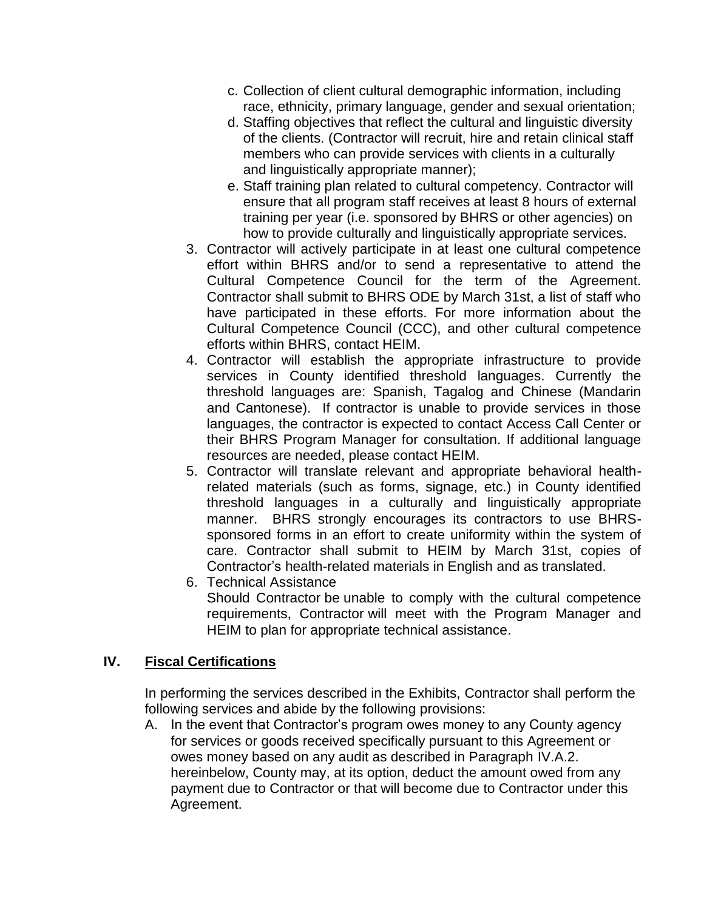c. Collection of client cultural demographic information, including race, ethnicity, primary language, gender and sexual orientation;
d. Staffing objectives that reflect the cultural and linguistic diversity of the clients. (Contractor will recruit, hire and retain clinical staff members who can provide services with clients in a culturally and linguistically appropriate manner);
e. Staff training plan related to cultural competency. Contractor will ensure that all program staff receives at least 8 hours of external training per year (i.e. sponsored by BHRS or other agencies) on how to provide culturally and linguistically appropriate services.

3. Contractor will actively participate in at least one cultural competence effort within BHRS and/or to send a representative to attend the Cultural Competence Council for the term of the Agreement. Contractor shall submit to BHRS ODE by March 31st, a list of staff who have participated in these efforts. For more information about the Cultural Competence Council (CCC), and other cultural competence efforts within BHRS, contact HEIM.
4. Contractor will establish the appropriate infrastructure to provide services in County identified threshold languages. Currently the threshold languages are: Spanish, Tagalog and Chinese (Mandarin and Cantonese). If contractor is unable to provide services in those languages, the contractor is expected to contact Access Call Center or their BHRS Program Manager for consultation. If additional language resources are needed, please contact HEIM.
5. Contractor will translate relevant and appropriate behavioral health-related materials (such as forms, signage, etc.) in County identified threshold languages in a culturally and linguistically appropriate manner. BHRS strongly encourages its contractors to use BHRS-sponsored forms in an effort to create uniformity within the system of care. Contractor shall submit to HEIM by March 31st, copies of Contractor's health-related materials in English and as translated.
6. Technical Assistance
   Should Contractor be unable to comply with the cultural competence requirements, Contractor will meet with the Program Manager and HEIM to plan for appropriate technical assistance.

## IV. <u>Fiscal Certifications</u>

In performing the services described in the Exhibits, Contractor shall perform the following services and abide by the following provisions:

A. In the event that Contractor's program owes money to any County agency for services or goods received specifically pursuant to this Agreement or owes money based on any audit as described in Paragraph IV.A.2. hereinbelow, County may, at its option, deduct the amount owed from any payment due to Contractor or that will become due to Contractor under this Agreement.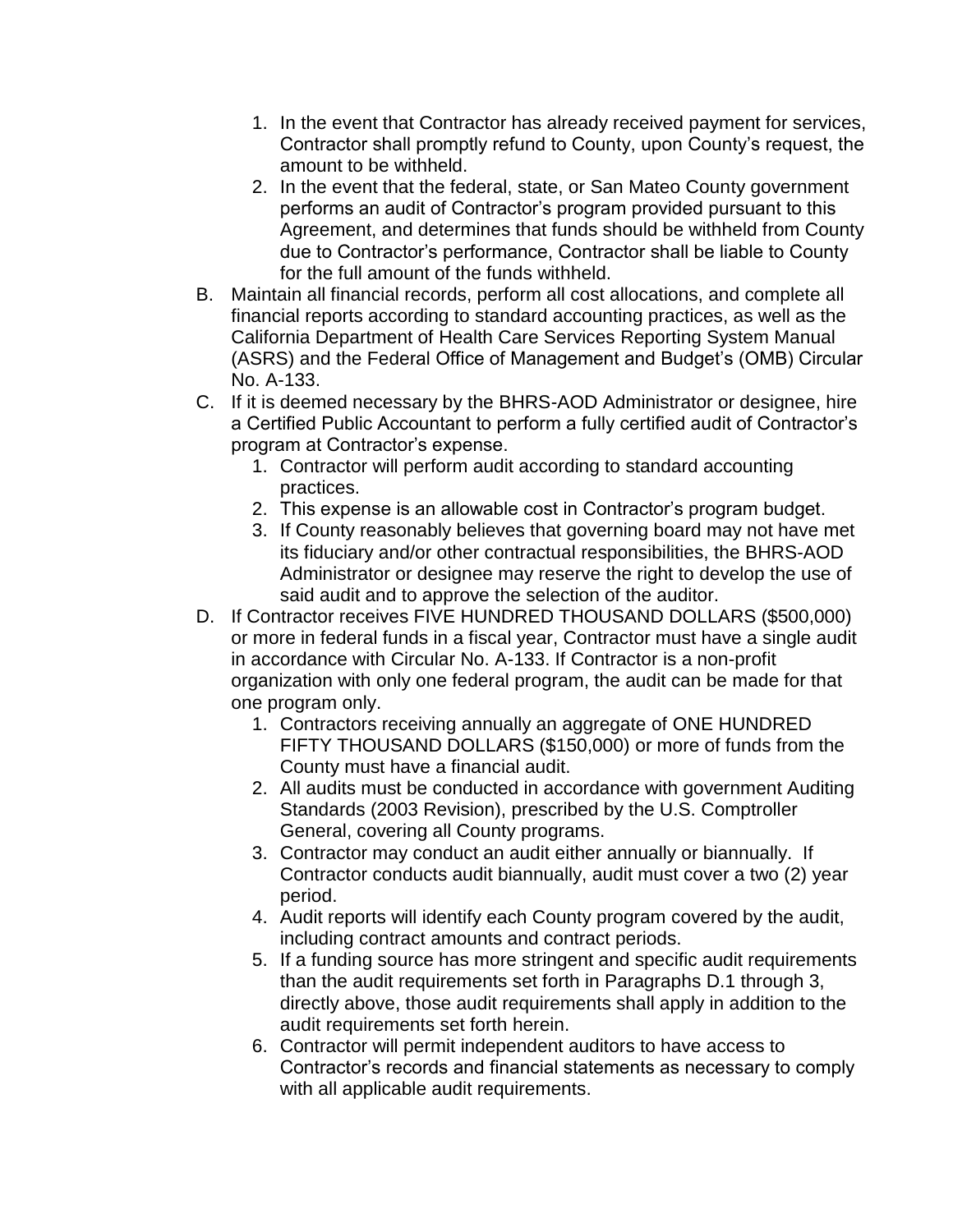1. In the event that Contractor has already received payment for services, Contractor shall promptly refund to County, upon County's request, the amount to be withheld.
2. In the event that the federal, state, or San Mateo County government performs an audit of Contractor's program provided pursuant to this Agreement, and determines that funds should be withheld from County due to Contractor's performance, Contractor shall be liable to County for the full amount of the funds withheld.

B. Maintain all financial records, perform all cost allocations, and complete all financial reports according to standard accounting practices, as well as the California Department of Health Care Services Reporting System Manual (ASRS) and the Federal Office of Management and Budget's (OMB) Circular No. A-133.

C. If it is deemed necessary by the BHRS-AOD Administrator or designee, hire a Certified Public Accountant to perform a fully certified audit of Contractor's program at Contractor's expense.
   1. Contractor will perform audit according to standard accounting practices.
   2. This expense is an allowable cost in Contractor's program budget.
   3. If County reasonably believes that governing board may not have met its fiduciary and/or other contractual responsibilities, the BHRS-AOD Administrator or designee may reserve the right to develop the use of said audit and to approve the selection of the auditor.

D. If Contractor receives FIVE HUNDRED THOUSAND DOLLARS ($500,000) or more in federal funds in a fiscal year, Contractor must have a single audit in accordance with Circular No. A-133. If Contractor is a non-profit organization with only one federal program, the audit can be made for that one program only.
   1. Contractors receiving annually an aggregate of ONE HUNDRED FIFTY THOUSAND DOLLARS ($150,000) or more of funds from the County must have a financial audit.
   2. All audits must be conducted in accordance with government Auditing Standards (2003 Revision), prescribed by the U.S. Comptroller General, covering all County programs.
   3. Contractor may conduct an audit either annually or biannually. If Contractor conducts audit biannually, audit must cover a two (2) year period.
   4. Audit reports will identify each County program covered by the audit, including contract amounts and contract periods.
   5. If a funding source has more stringent and specific audit requirements than the audit requirements set forth in Paragraphs D.1 through 3, directly above, those audit requirements shall apply in addition to the audit requirements set forth herein.
   6. Contractor will permit independent auditors to have access to Contractor's records and financial statements as necessary to comply with all applicable audit requirements.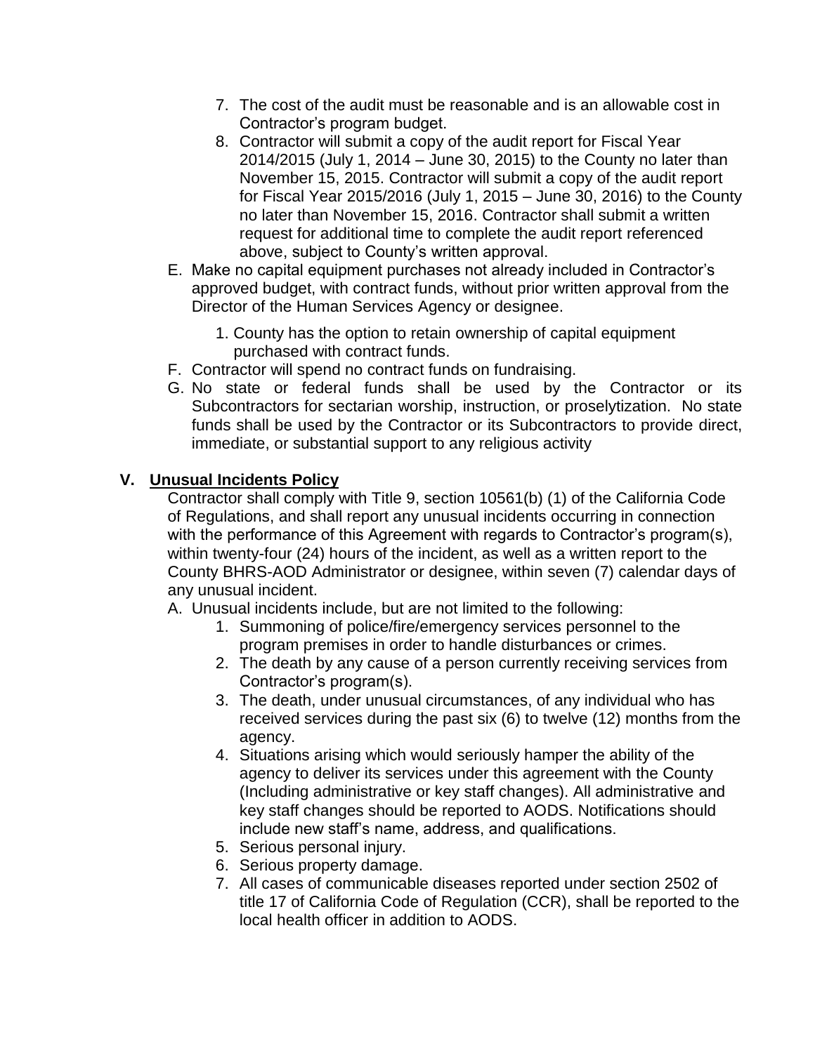7. The cost of the audit must be reasonable and is an allowable cost in Contractor's program budget.
8. Contractor will submit a copy of the audit report for Fiscal Year 2014/2015 (July 1, 2014 – June 30, 2015) to the County no later than November 15, 2015. Contractor will submit a copy of the audit report for Fiscal Year 2015/2016 (July 1, 2015 – June 30, 2016) to the County no later than November 15, 2016. Contractor shall submit a written request for additional time to complete the audit report referenced above, subject to County's written approval.

E. Make no capital equipment purchases not already included in Contractor's approved budget, with contract funds, without prior written approval from the Director of the Human Services Agency or designee.
   1. County has the option to retain ownership of capital equipment purchased with contract funds.

F. Contractor will spend no contract funds on fundraising.

G. No state or federal funds shall be used by the Contractor or its Subcontractors for sectarian worship, instruction, or proselytization. No state funds shall be used by the Contractor or its Subcontractors to provide direct, immediate, or substantial support to any religious activity

## V. Unusual Incidents Policy

Contractor shall comply with Title 9, section 10561(b) (1) of the California Code of Regulations, and shall report any unusual incidents occurring in connection with the performance of this Agreement with regards to Contractor's program(s), within twenty-four (24) hours of the incident, as well as a written report to the County BHRS-AOD Administrator or designee, within seven (7) calendar days of any unusual incident.

A. Unusual incidents include, but are not limited to the following:
   1. Summoning of police/fire/emergency services personnel to the program premises in order to handle disturbances or crimes.
   2. The death by any cause of a person currently receiving services from Contractor's program(s).
   3. The death, under unusual circumstances, of any individual who has received services during the past six (6) to twelve (12) months from the agency.
   4. Situations arising which would seriously hamper the ability of the agency to deliver its services under this agreement with the County (Including administrative or key staff changes). All administrative and key staff changes should be reported to AODS. Notifications should include new staff's name, address, and qualifications.
   5. Serious personal injury.
   6. Serious property damage.
   7. All cases of communicable diseases reported under section 2502 of title 17 of California Code of Regulation (CCR), shall be reported to the local health officer in addition to AODS.